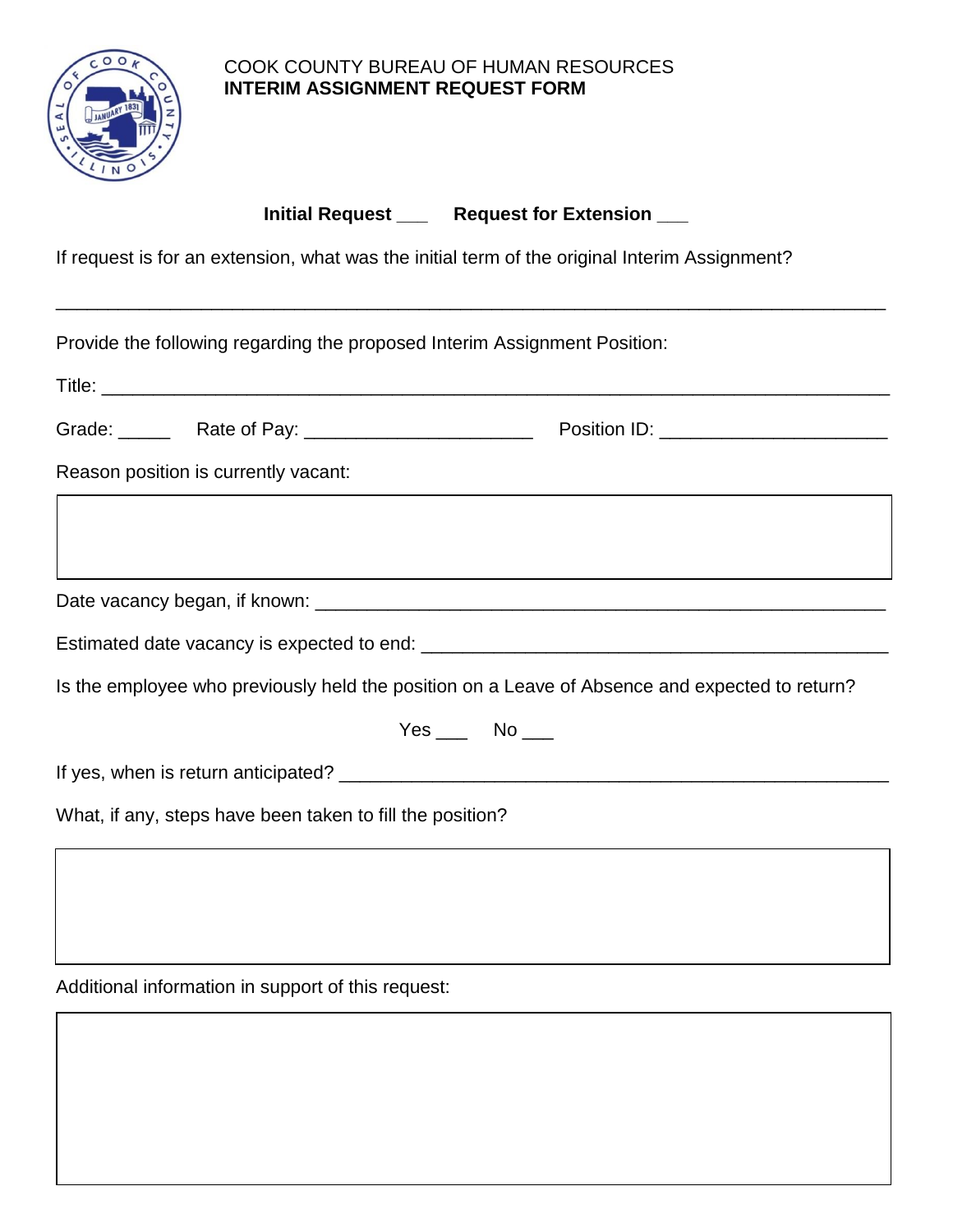COOK COUNTY BUREAU OF HUMAN RESOURCES

**INTERIM ASSIGNMENT REQUEST FORM**

**Initial Request ___ Request for Extension ___**

If request is for an extension, what was the initial term of the original Interim Assignment?

_______________________________________________________________________________

Provide the following regarding the proposed Interim Assignment Position:

Title: ___________________________________________________________________________

Grade: _____ Rate of Pay: ______________________ Position ID: ______________________

Reason position is currently vacant:

|  |
|---|
|  |

Date vacancy began, if known: ___________________________________________________

Estimated date vacancy is expected to end: _________________________________________

Is the employee who previously held the position on a Leave of Absence and expected to return?

Yes ___ No ___

If yes, when is return anticipated? ________________________________________________

What, if any, steps have been taken to fill the position?

|  |
|---|
|  |

Additional information in support of this request:

|  |
|---|
|  |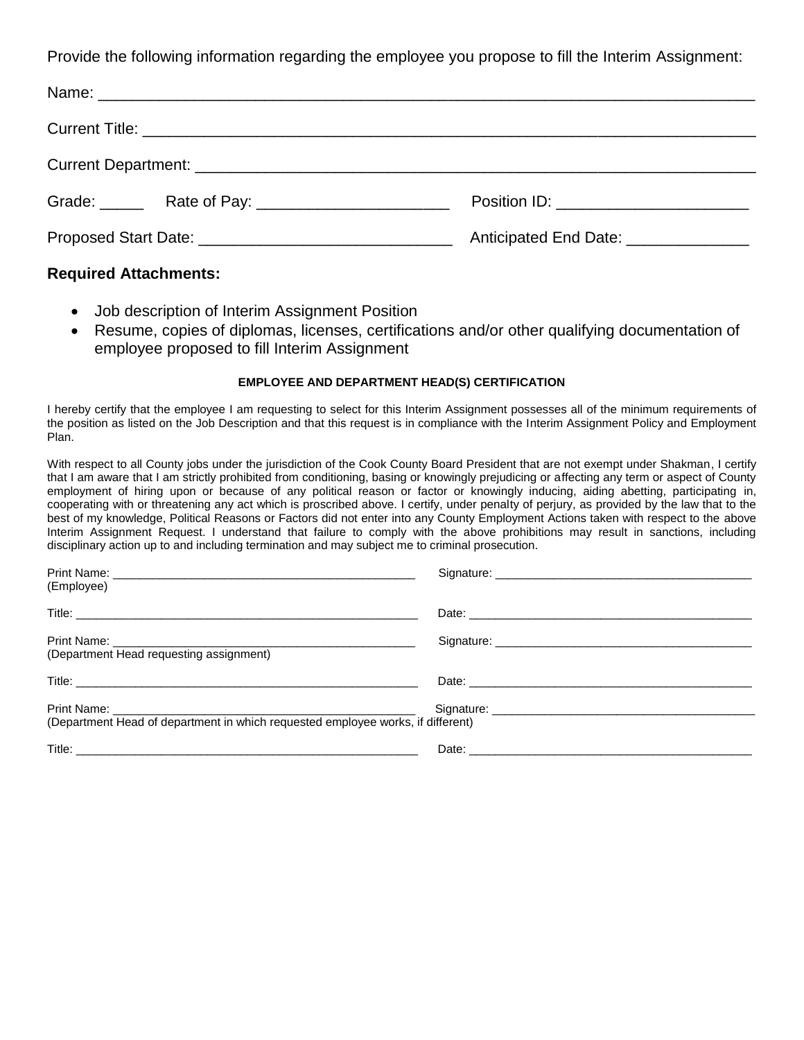Provide the following information regarding the employee you propose to fill the Interim Assignment:

Name: ___________________________________________________________________________

Current Title: ______________________________________________________________________

Current Department: _________________________________________________________________

Grade: _____ Rate of Pay: _____________________ Position ID: _____________________

Proposed Start Date: ____________________________ Anticipated End Date: _____________

**Required Attachments:**

- Job description of Interim Assignment Position
- Resume, copies of diplomas, licenses, certifications and/or other qualifying documentation of employee proposed to fill Interim Assignment

**EMPLOYEE AND DEPARTMENT HEAD(S) CERTIFICATION**

I hereby certify that the employee I am requesting to select for this Interim Assignment possesses all of the minimum requirements of the position as listed on the Job Description and that this request is in compliance with the Interim Assignment Policy and Employment Plan.

With respect to all County jobs under the jurisdiction of the Cook County Board President that are not exempt under Shakman, I certify that I am aware that I am strictly prohibited from conditioning, basing or knowingly prejudicing or affecting any term or aspect of County employment of hiring upon or because of any political reason or factor or knowingly inducing, aiding abetting, participating in, cooperating with or threatening any act which is proscribed above. I certify, under penalty of perjury, as provided by the law that to the best of my knowledge, Political Reasons or Factors did not enter into any County Employment Actions taken with respect to the above Interim Assignment Request. I understand that failure to comply with the above prohibitions may result in sanctions, including disciplinary action up to and including termination and may subject me to criminal prosecution.

Print Name: _______________________________________________ Signature: _______________________________________
(Employee)

Title: _____________________________________________________ Date: ___________________________________________

Print Name: _______________________________________________ Signature: _______________________________________
(Department Head requesting assignment)

Title: _____________________________________________________ Date: ___________________________________________

Print Name: _______________________________________________ Signature: _______________________________________
(Department Head of department in which requested employee works, if different)

Title: _____________________________________________________ Date: ___________________________________________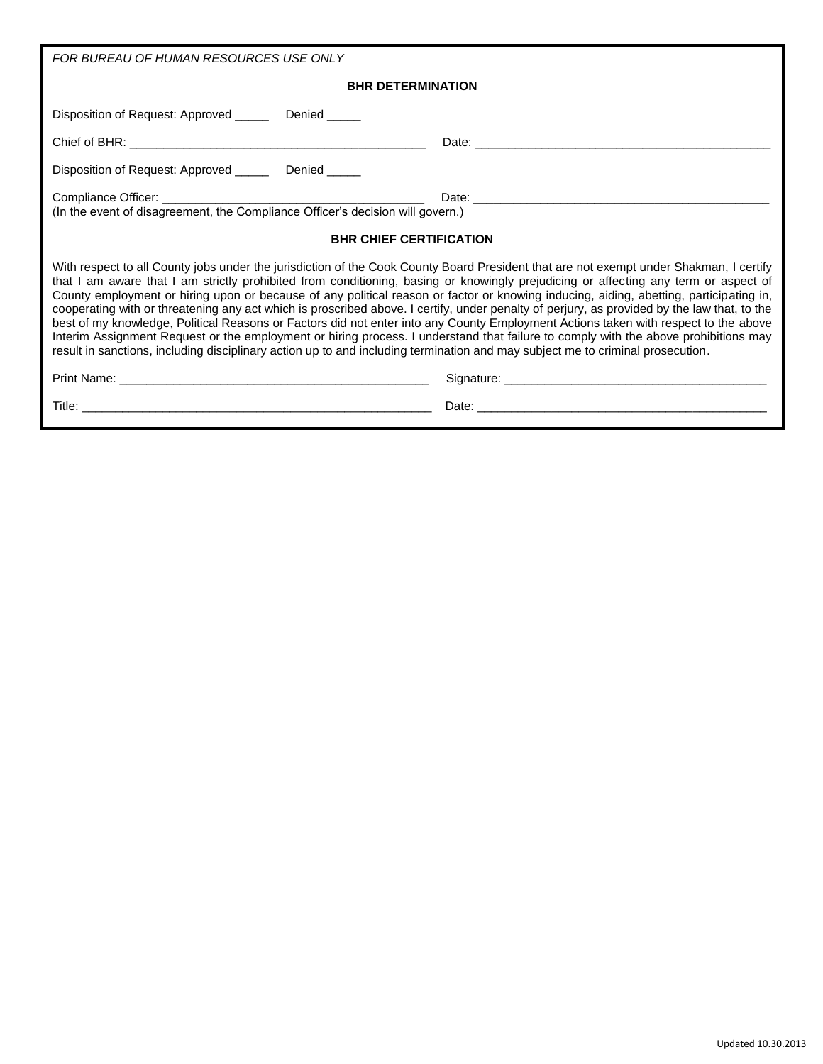*FOR BUREAU OF HUMAN RESOURCES USE ONLY*

**BHR DETERMINATION**

Disposition of Request: Approved _____ Denied _____

Chief of BHR: ____________________________________________ Date: ____________________________________________

Disposition of Request: Approved _____ Denied _____

Compliance Officer: ______________________________________ Date: ____________________________________________
(In the event of disagreement, the Compliance Officer's decision will govern.)

**BHR CHIEF CERTIFICATION**

With respect to all County jobs under the jurisdiction of the Cook County Board President that are not exempt under Shakman, I certify that I am aware that I am strictly prohibited from conditioning, basing or knowingly prejudicing or affecting any term or aspect of County employment or hiring upon or because of any political reason or factor or knowing inducing, aiding, abetting, participating in, cooperating with or threatening any act which is proscribed above. I certify, under penalty of perjury, as provided by the law that, to the best of my knowledge, Political Reasons or Factors did not enter into any County Employment Actions taken with respect to the above Interim Assignment Request or the employment or hiring process. I understand that failure to comply with the above prohibitions may result in sanctions, including disciplinary action up to and including termination and may subject me to criminal prosecution.

Print Name: _______________________________________________ Signature: _______________________________________

Title: ____________________________________________________ Date: ___________________________________________

Updated 10.30.2013